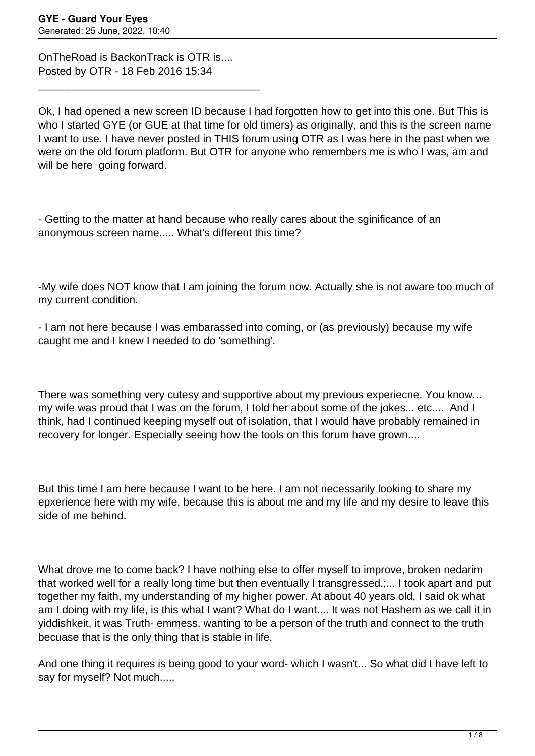OnTheRoad is BackonTrack is OTR is....
Posted by OTR - 18 Feb 2016 15:34

---

Ok, I had opened a new screen ID because I had forgotten how to get into this one. But This is who I started GYE (or GUE at that time for old timers) as originally, and this is the screen name I want to use. I have never posted in THIS forum using OTR as I was here in the past when we were on the old forum platform. But OTR for anyone who remembers me is who I was, am and will be here going forward.

- Getting to the matter at hand because who really cares about the sginificance of an anonymous screen name..... What's different this time?

-My wife does NOT know that I am joining the forum now. Actually she is not aware too much of my current condition.

- I am not here because I was embarassed into coming, or (as previously) because my wife caught me and I knew I needed to do 'something'.

There was something very cutesy and supportive about my previous experiecne. You know... my wife was proud that I was on the forum, I told her about some of the jokes... etc.... And I think, had I continued keeping myself out of isolation, that I would have probably remained in recovery for longer. Especially seeing how the tools on this forum have grown....

But this time I am here because I want to be here. I am not necessarily looking to share my epxerience here with my wife, because this is about me and my life and my desire to leave this side of me behind.

What drove me to come back? I have nothing else to offer myself to improve, broken nedarim that worked well for a really long time but then eventually I transgressed.;... I took apart and put together my faith, my understanding of my higher power. At about 40 years old, I said ok what am I doing with my life, is this what I want? What do I want.... It was not Hashem as we call it in yiddishkeit, it was Truth- emmess. wanting to be a person of the truth and connect to the truth becuase that is the only thing that is stable in life.

And one thing it requires is being good to your word- which I wasn't... So what did I have left to say for myself? Not much.....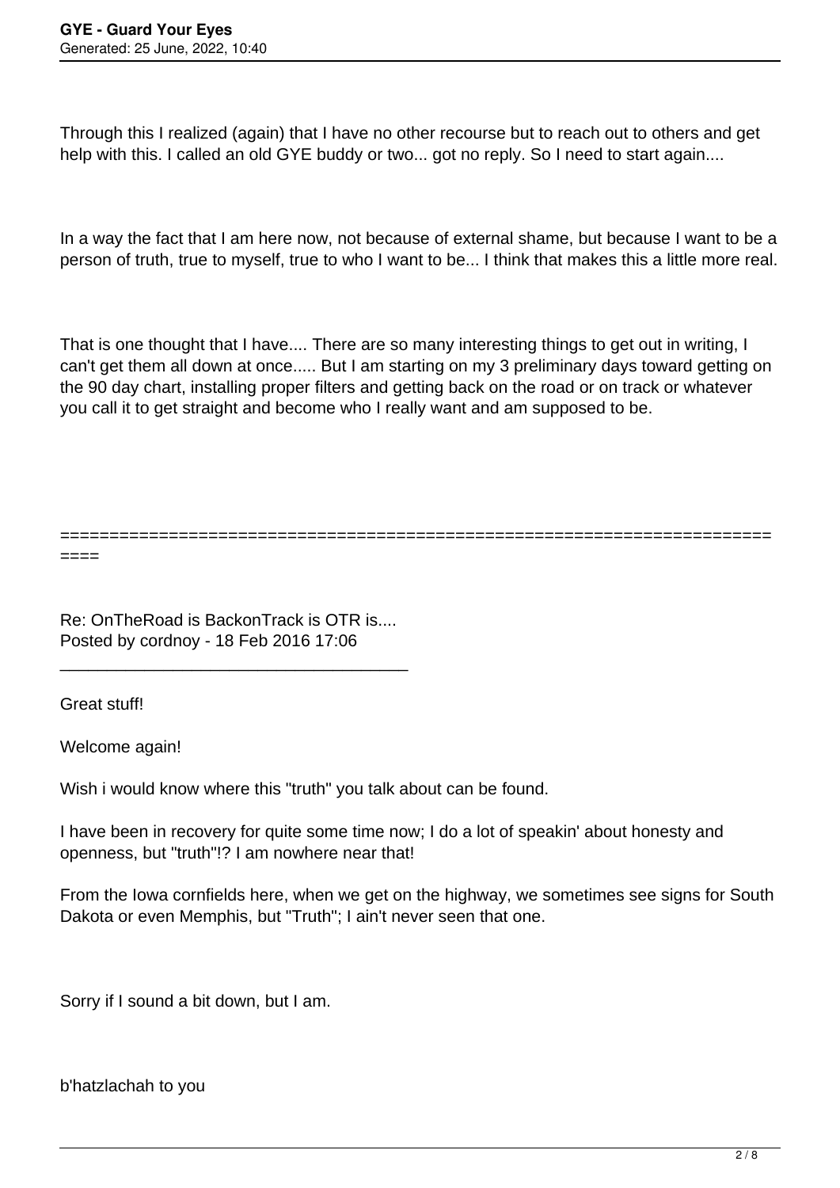Through this I realized (again) that I have no other recourse but to reach out to others and get help with this. I called an old GYE buddy or two... got no reply. So I need to start again....

In a way the fact that I am here now, not because of external shame, but because I want to be a person of truth, true to myself, true to who I want to be... I think that makes this a little more real.

That is one thought that I have.... There are so many interesting things to get out in writing, I can't get them all down at once..... But I am starting on my 3 preliminary days toward getting on the 90 day chart, installing proper filters and getting back on the road or on track or whatever you call it to get straight and become who I really want and am supposed to be.

============================================================================

Re: OnTheRoad is BackonTrack is OTR is....
Posted by cordnoy - 18 Feb 2016 17:06

---

Great stuff!

Welcome again!

Wish i would know where this "truth" you talk about can be found.

I have been in recovery for quite some time now; I do a lot of speakin' about honesty and openness, but "truth"!? I am nowhere near that!

From the Iowa cornfields here, when we get on the highway, we sometimes see signs for South Dakota or even Memphis, but "Truth"; I ain't never seen that one.

Sorry if I sound a bit down, but I am.

b'hatzlachah to you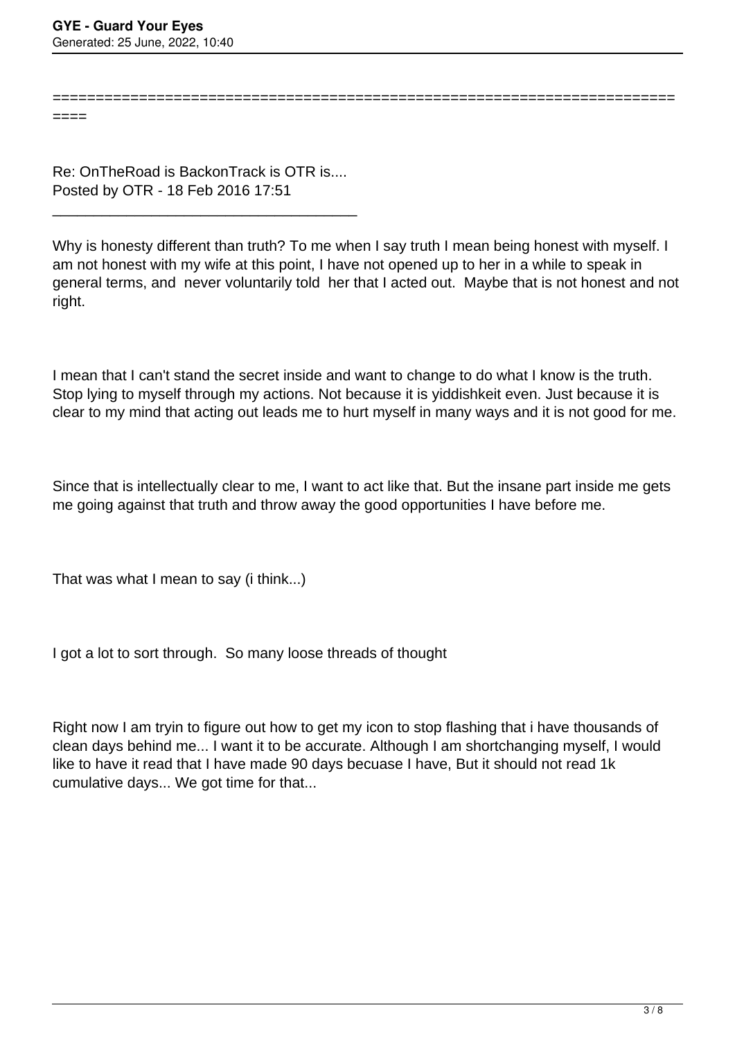Re: OnTheRoad is BackonTrack is OTR is....
Posted by OTR - 18 Feb 2016 17:51

---

Why is honesty different than truth? To me when I say truth I mean being honest with myself. I am not honest with my wife at this point, I have not opened up to her in a while to speak in general terms, and never voluntarily told her that I acted out. Maybe that is not honest and not right.

I mean that I can't stand the secret inside and want to change to do what I know is the truth. Stop lying to myself through my actions. Not because it is yiddishkeit even. Just because it is clear to my mind that acting out leads me to hurt myself in many ways and it is not good for me.

Since that is intellectually clear to me, I want to act like that. But the insane part inside me gets me going against that truth and throw away the good opportunities I have before me.

That was what I mean to say (i think...)

I got a lot to sort through. So many loose threads of thought

Right now I am tryin to figure out how to get my icon to stop flashing that i have thousands of clean days behind me... I want it to be accurate. Although I am shortchanging myself, I would like to have it read that I have made 90 days becuase I have, But it should not read 1k cumulative days... We got time for that...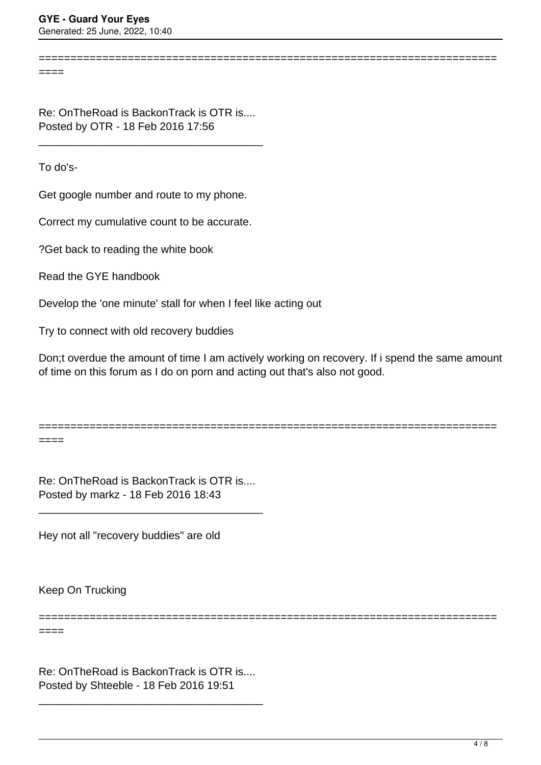============================================================================

Re: OnTheRoad is BackonTrack is OTR is....
Posted by OTR - 18 Feb 2016 17:56

_____________________________________

To do's-

Get google number and route to my phone.

Correct my cumulative count to be accurate.

?Get back to reading the white book

Read the GYE handbook

Develop the 'one minute' stall for when I feel like acting out

Try to connect with old recovery buddies

Don;t overdue the amount of time I am actively working on recovery. If i spend the same amount of time on this forum as I do on porn and acting out that's also not good.

============================================================================

Re: OnTheRoad is BackonTrack is OTR is....
Posted by markz - 18 Feb 2016 18:43

_____________________________________

Hey not all "recovery buddies" are old

Keep On Trucking

============================================================================

Re: OnTheRoad is BackonTrack is OTR is....
Posted by Shteeble - 18 Feb 2016 19:51

_____________________________________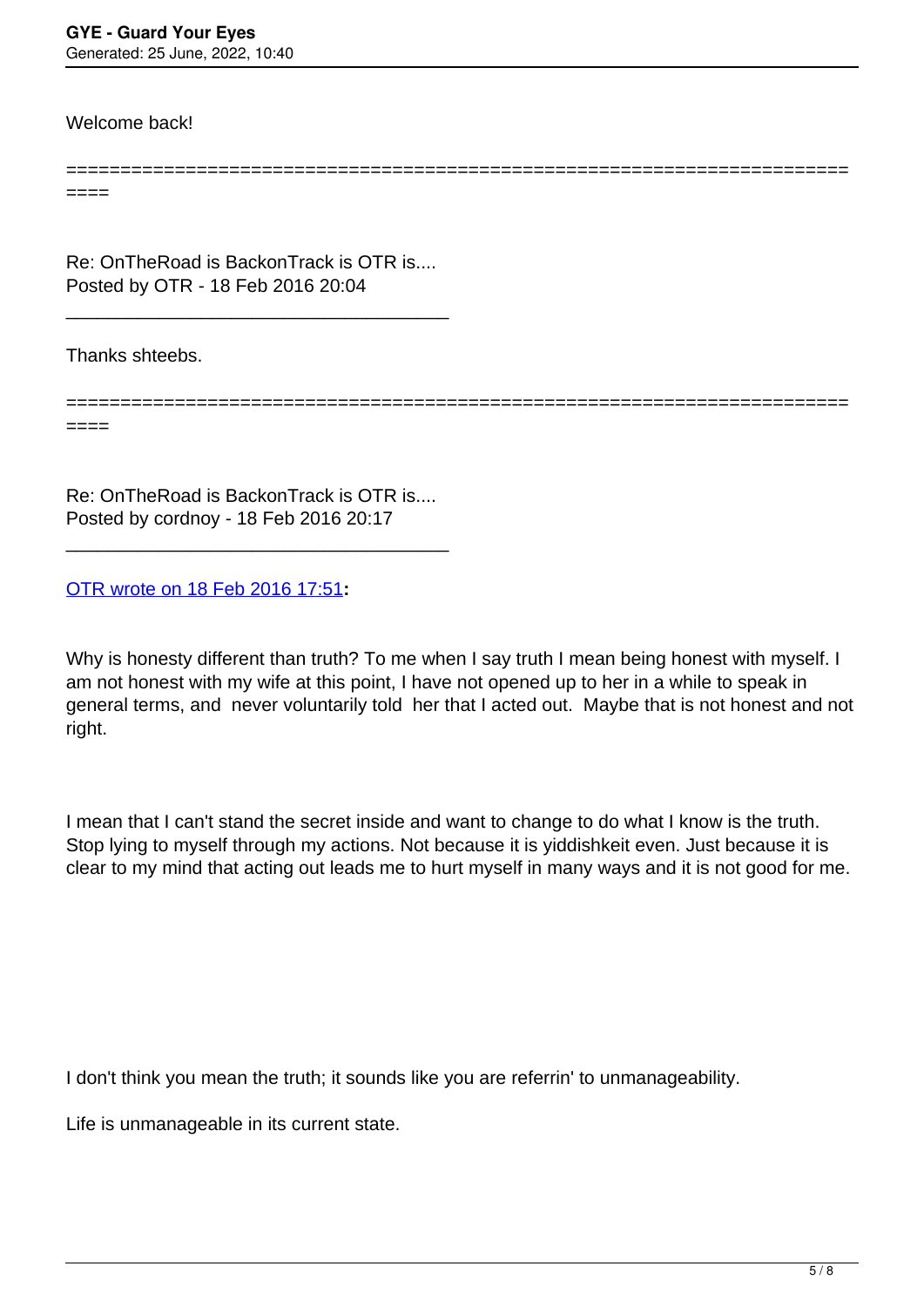Welcome back!

========================================================================
====

Re: OnTheRoad is BackonTrack is OTR is....
Posted by OTR - 18 Feb 2016 20:04

_____________________________________

Thanks shteebs.

========================================================================
====

Re: OnTheRoad is BackonTrack is OTR is....
Posted by cordnoy - 18 Feb 2016 20:17

_____________________________________

OTR wrote on 18 Feb 2016 17:51**:**

Why is honesty different than truth? To me when I say truth I mean being honest with myself. I am not honest with my wife at this point, I have not opened up to her in a while to speak in general terms, and never voluntarily told her that I acted out. Maybe that is not honest and not right.

I mean that I can't stand the secret inside and want to change to do what I know is the truth. Stop lying to myself through my actions. Not because it is yiddishkeit even. Just because it is clear to my mind that acting out leads me to hurt myself in many ways and it is not good for me.

I don't think you mean the truth; it sounds like you are referrin' to unmanageability.

Life is unmanageable in its current state.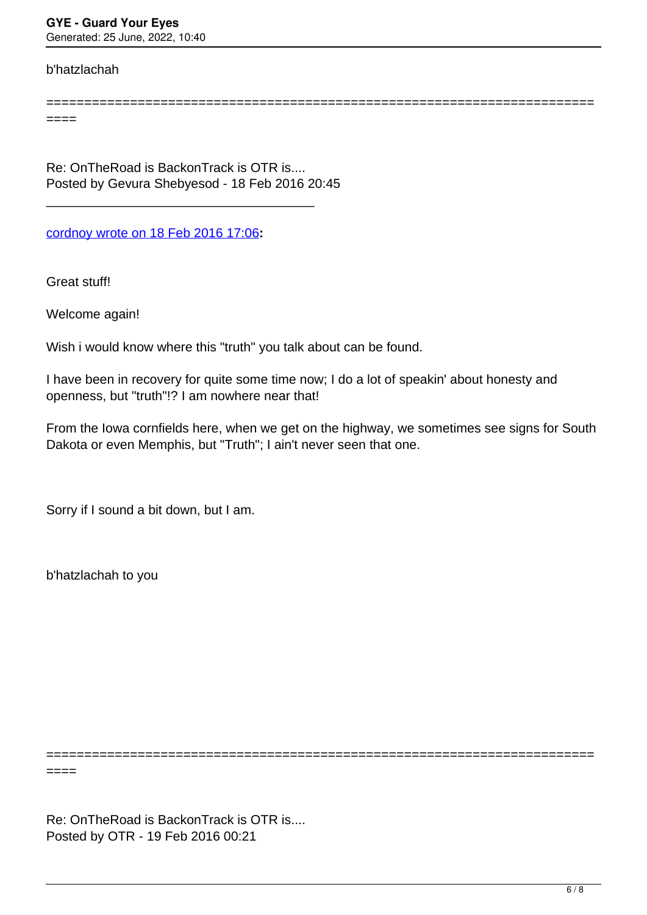b'hatzlachah

========================================================================
====

Re: OnTheRoad is BackonTrack is OTR is....
Posted by Gevura Shebyesod - 18 Feb 2016 20:45

_____________________________________

cordnoy wrote on 18 Feb 2016 17:06**:**

Great stuff!

Welcome again!

Wish i would know where this "truth" you talk about can be found.

I have been in recovery for quite some time now; I do a lot of speakin' about honesty and openness, but "truth"!? I am nowhere near that!

From the Iowa cornfields here, when we get on the highway, we sometimes see signs for South Dakota or even Memphis, but "Truth"; I ain't never seen that one.

Sorry if I sound a bit down, but I am.

b'hatzlachah to you

========================================================================
====

Re: OnTheRoad is BackonTrack is OTR is....
Posted by OTR - 19 Feb 2016 00:21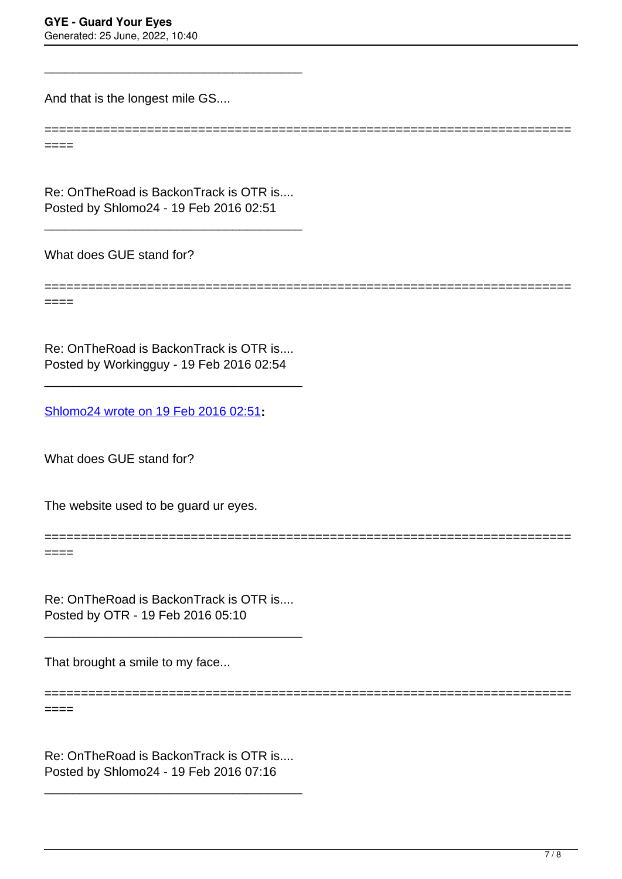\_\_\_\_\_\_\_\_\_\_\_\_\_\_\_\_\_\_\_\_\_\_\_\_\_\_\_\_\_\_\_\_\_\_\_\_\_\_\_

And that is the longest mile GS....

============================================================================

Re: OnTheRoad is BackonTrack is OTR is....
Posted by Shlomo24 - 19 Feb 2016 02:51

\_\_\_\_\_\_\_\_\_\_\_\_\_\_\_\_\_\_\_\_\_\_\_\_\_\_\_\_\_\_\_\_\_\_\_\_\_\_\_

What does GUE stand for?

============================================================================

Re: OnTheRoad is BackonTrack is OTR is....
Posted by Workingguy - 19 Feb 2016 02:54

\_\_\_\_\_\_\_\_\_\_\_\_\_\_\_\_\_\_\_\_\_\_\_\_\_\_\_\_\_\_\_\_\_\_\_\_\_\_\_

Shlomo24 wrote on 19 Feb 2016 02:51**:**

What does GUE stand for?

The website used to be guard ur eyes.

============================================================================

Re: OnTheRoad is BackonTrack is OTR is....
Posted by OTR - 19 Feb 2016 05:10

\_\_\_\_\_\_\_\_\_\_\_\_\_\_\_\_\_\_\_\_\_\_\_\_\_\_\_\_\_\_\_\_\_\_\_\_\_\_\_

That brought a smile to my face...

============================================================================

Re: OnTheRoad is BackonTrack is OTR is....
Posted by Shlomo24 - 19 Feb 2016 07:16

\_\_\_\_\_\_\_\_\_\_\_\_\_\_\_\_\_\_\_\_\_\_\_\_\_\_\_\_\_\_\_\_\_\_\_\_\_\_\_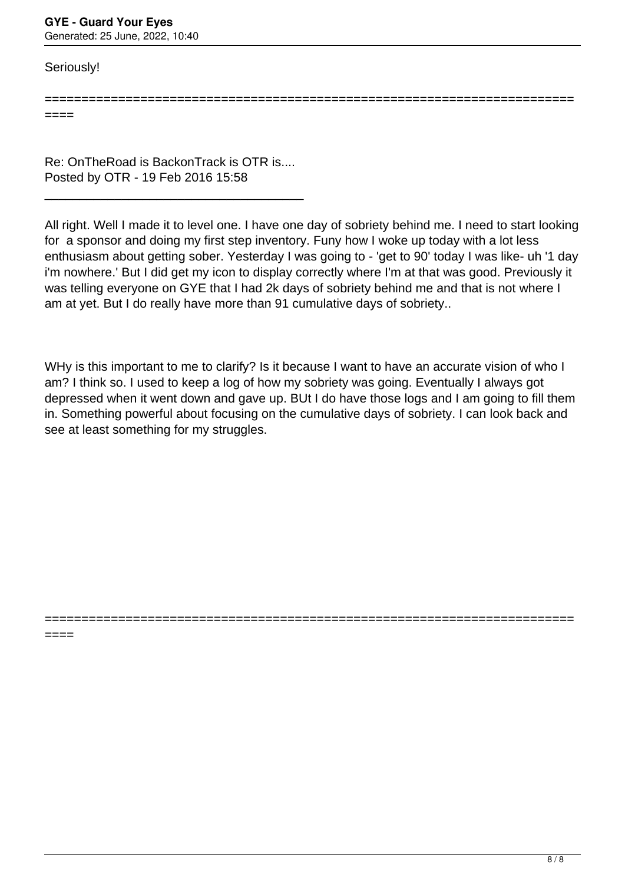Seriously!

========================================================================
====

Re: OnTheRoad is BackonTrack is OTR is....
Posted by OTR - 19 Feb 2016 15:58

_____________________________________

All right. Well I made it to level one. I have one day of sobriety behind me. I need to start looking for a sponsor and doing my first step inventory. Funy how I woke up today with a lot less enthusiasm about getting sober. Yesterday I was going to - 'get to 90' today I was like- uh '1 day i'm nowhere.' But I did get my icon to display correctly where I'm at that was good. Previously it was telling everyone on GYE that I had 2k days of sobriety behind me and that is not where I am at yet. But I do really have more than 91 cumulative days of sobriety..

WHy is this important to me to clarify? Is it because I want to have an accurate vision of who I am? I think so. I used to keep a log of how my sobriety was going. Eventually I always got depressed when it went down and gave up. BUt I do have those logs and I am going to fill them in. Something powerful about focusing on the cumulative days of sobriety. I can look back and see at least something for my struggles.

========================================================================
====